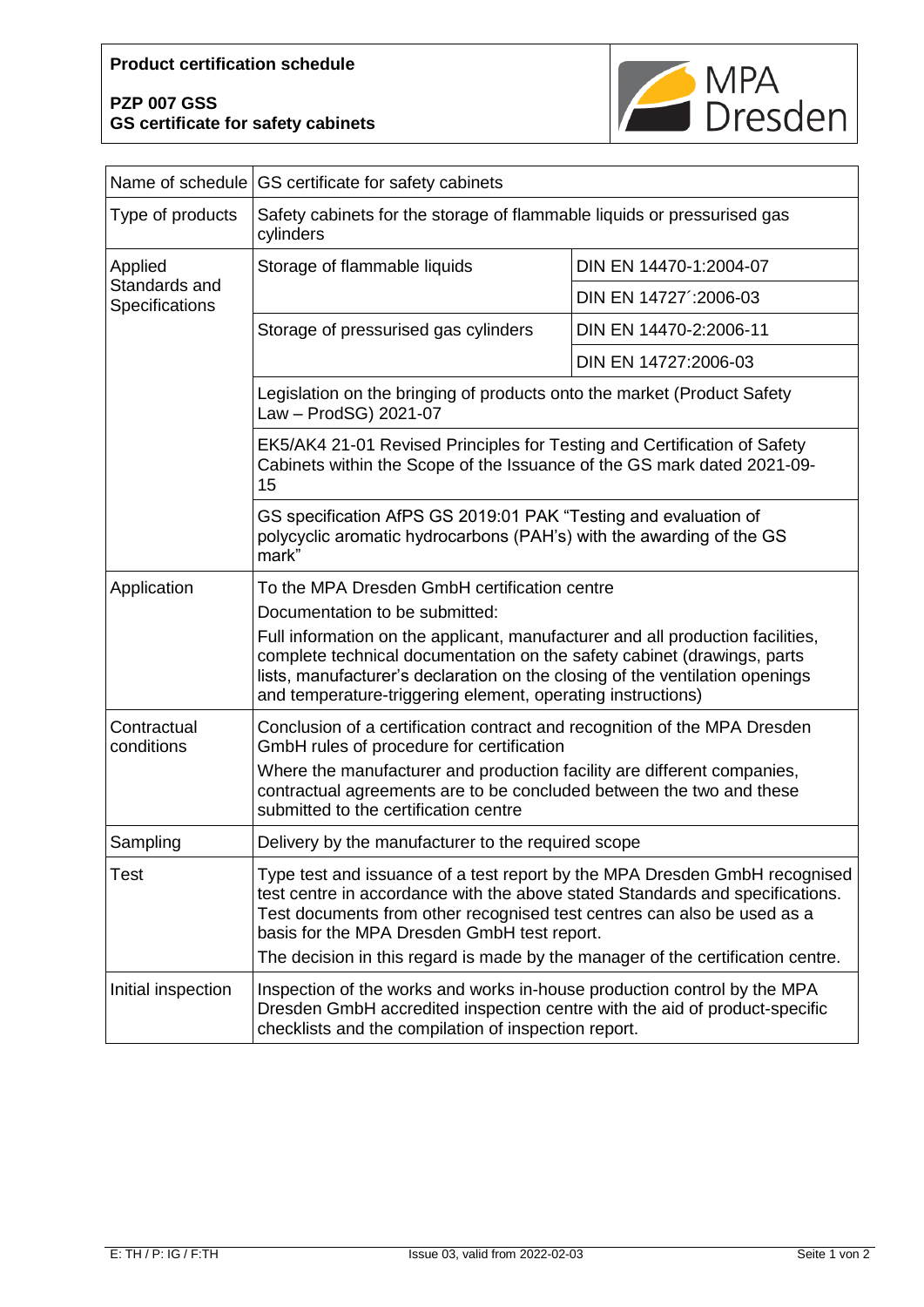**Product certification schedule**

**PZP 007 GSS**
**GS certificate for safety cabinets**

MPA Dresden

| Name of schedule | GS certificate for safety cabinets | |
|---|---|---|
| Type of products | Safety cabinets for the storage of flammable liquids or pressurised gas cylinders | |
| Applied Standards and Specifications | Storage of flammable liquids | DIN EN 14470-1:2004-07 |
| | | DIN EN 14727´:2006-03 |
| | Storage of pressurised gas cylinders | DIN EN 14470-2:2006-11 |
| | | DIN EN 14727:2006-03 |
| | Legislation on the bringing of products onto the market (Product Safety Law – ProdSG) 2021-07 | |
| | EK5/AK4 21-01 Revised Principles for Testing and Certification of Safety Cabinets within the Scope of the Issuance of the GS mark dated 2021-09-15 | |
| | GS specification AfPS GS 2019:01 PAK "Testing and evaluation of polycyclic aromatic hydrocarbons (PAH's) with the awarding of the GS mark" | |
| Application | To the MPA Dresden GmbH certification centre<br>Documentation to be submitted:<br>Full information on the applicant, manufacturer and all production facilities, complete technical documentation on the safety cabinet (drawings, parts lists, manufacturer's declaration on the closing of the ventilation openings and temperature-triggering element, operating instructions) | |
| Contractual conditions | Conclusion of a certification contract and recognition of the MPA Dresden GmbH rules of procedure for certification<br>Where the manufacturer and production facility are different companies, contractual agreements are to be concluded between the two and these submitted to the certification centre | |
| Sampling | Delivery by the manufacturer to the required scope | |
| Test | Type test and issuance of a test report by the MPA Dresden GmbH recognised test centre in accordance with the above stated Standards and specifications. Test documents from other recognised test centres can also be used as a basis for the MPA Dresden GmbH test report.<br>The decision in this regard is made by the manager of the certification centre. | |
| Initial inspection | Inspection of the works and works in-house production control by the MPA Dresden GmbH accredited inspection centre with the aid of product-specific checklists and the compilation of inspection report. | |

E: TH / P: IG / F:TH    Issue 03, valid from 2022-02-03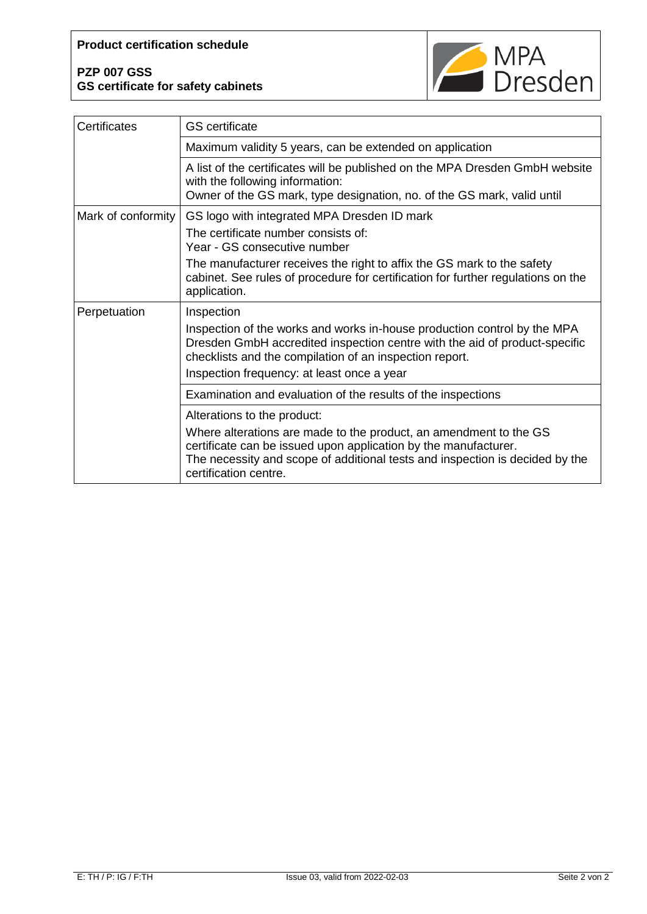**Product certification schedule**

**PZP 007 GSS**
**GS certificate for safety cabinets**

| | |
|---|---|
| Certificates | GS certificate |
| | Maximum validity 5 years, can be extended on application |
| | A list of the certificates will be published on the MPA Dresden GmbH website with the following information:<br>Owner of the GS mark, type designation, no. of the GS mark, valid until |
| Mark of conformity | GS logo with integrated MPA Dresden ID mark<br>The certificate number consists of:<br>Year - GS consecutive number<br>The manufacturer receives the right to affix the GS mark to the safety cabinet. See rules of procedure for certification for further regulations on the application. |
| Perpetuation | Inspection<br>Inspection of the works and works in-house production control by the MPA Dresden GmbH accredited inspection centre with the aid of product-specific checklists and the compilation of an inspection report.<br>Inspection frequency: at least once a year |
| | Examination and evaluation of the results of the inspections |
| | Alterations to the product:<br>Where alterations are made to the product, an amendment to the GS certificate can be issued upon application by the manufacturer.<br>The necessity and scope of additional tests and inspection is decided by the certification centre. |

E: TH / P: IG / F:TH Issue 03, valid from 2022-02-03